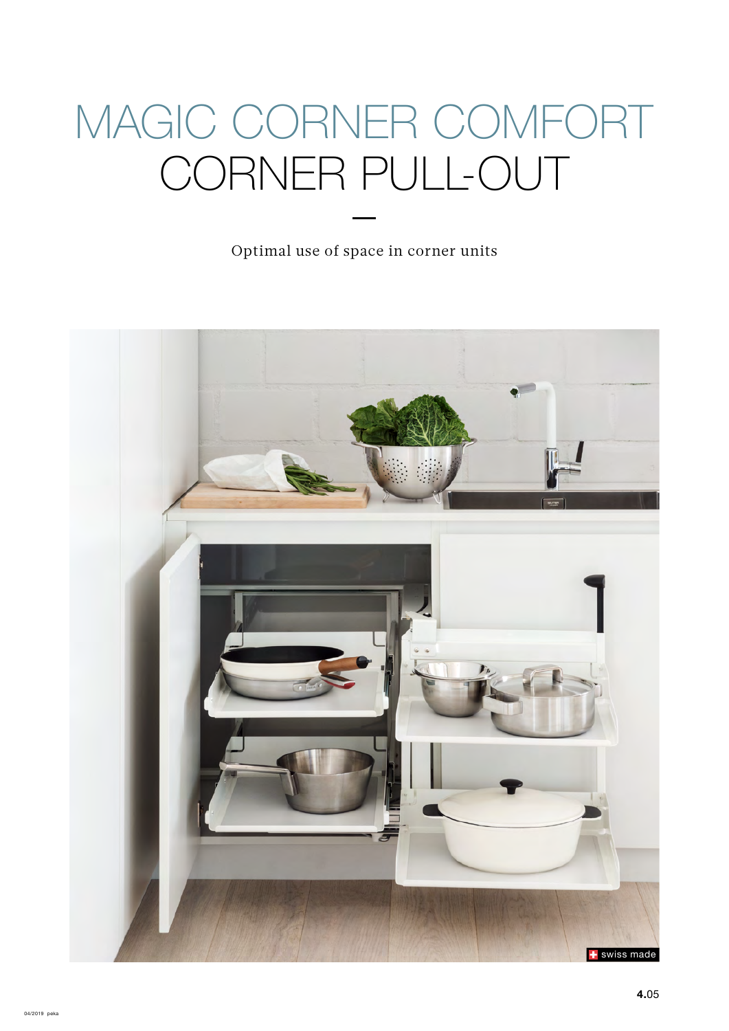# MAGIC CORNER COMFORT
# CORNER PULL-OUT

Optimal use of space in corner units

swiss made

04/2019 peka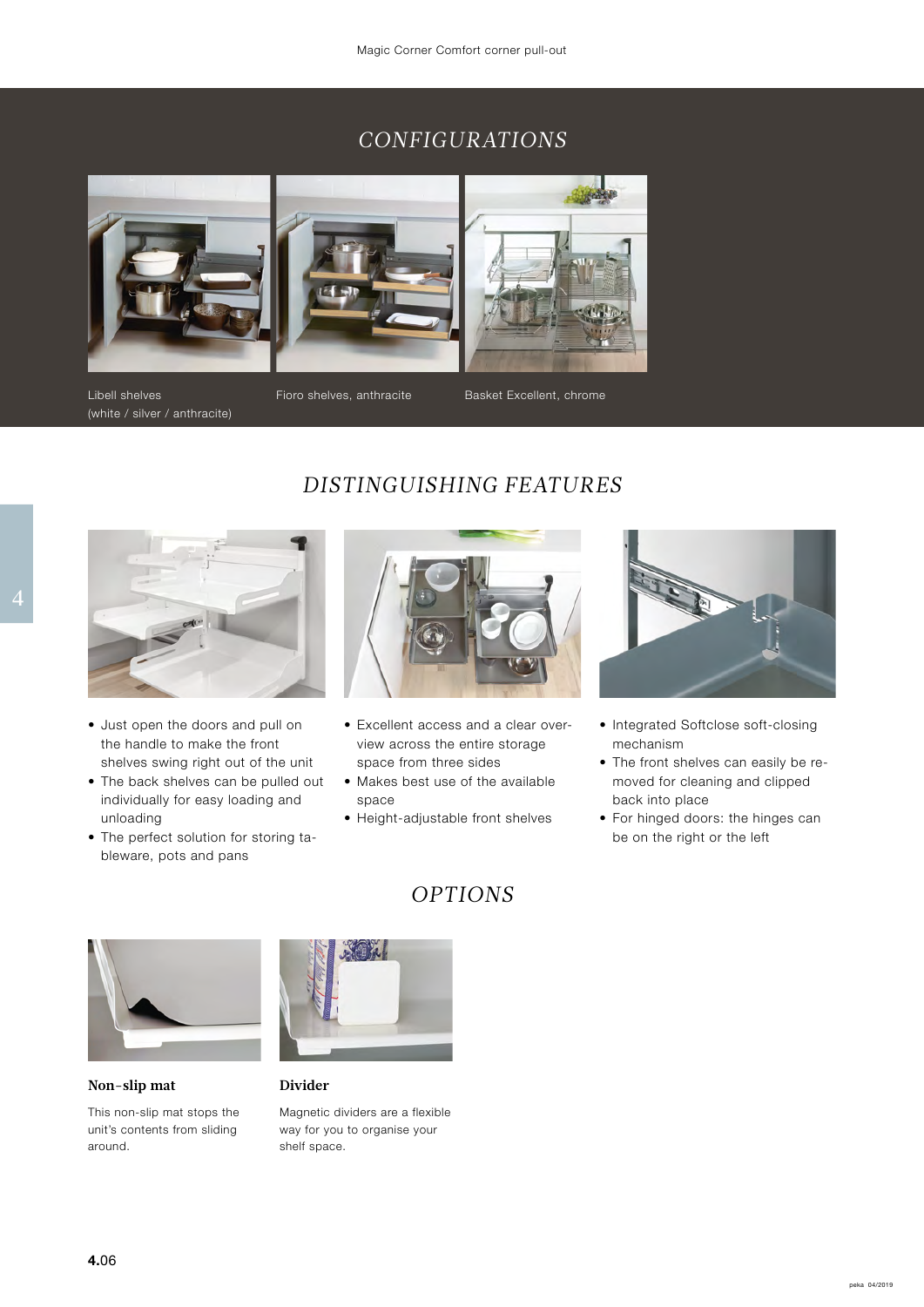## CONFIGURATIONS

Libell shelves (white / silver / anthracite)

Fioro shelves, anthracite

Basket Excellent, chrome

## DISTINGUISHING FEATURES

- Just open the doors and pull on the handle to make the front shelves swing right out of the unit
- The back shelves can be pulled out individually for easy loading and unloading
- The perfect solution for storing tableware, pots and pans

- Excellent access and a clear overview across the entire storage space from three sides
- Makes best use of the available space
- Height-adjustable front shelves

- Integrated Softclose soft-closing mechanism
- The front shelves can easily be removed for cleaning and clipped back into place
- For hinged doors: the hinges can be on the right or the left

## OPTIONS

**Non-slip mat**

This non-slip mat stops the unit's contents from sliding around.

**Divider**

Magnetic dividers are a flexible way for you to organise your shelf space.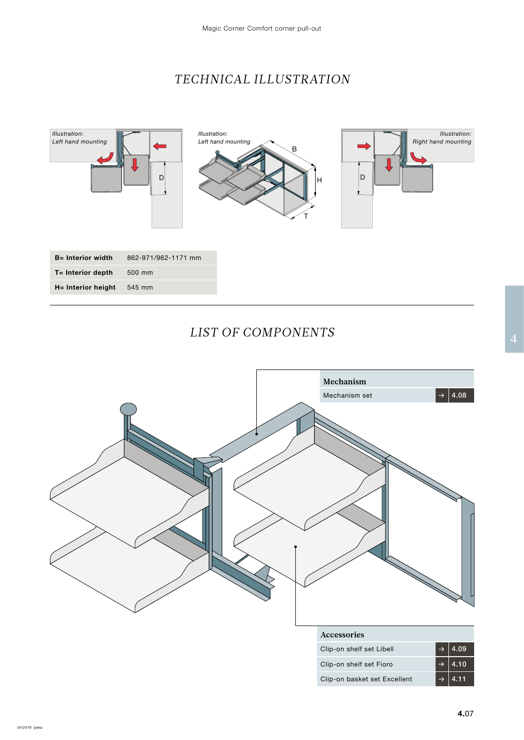# TECHNICAL ILLUSTRATION

*Illustration: Left hand mounting*

*Illustration: Left hand mounting*

*Illustration: Right hand mounting*

| | |
|---|---|
| **B= Interior width** | 862-971/962-1171 mm |
| **T= Interior depth** | 500 mm |
| **H= Interior height** | 545 mm |

# LIST OF COMPONENTS

| Mechanism | |
|---|---|
| Mechanism set | → 4.08 |

| Accessories | |
|---|---|
| Clip-on shelf set Libell | → 4.09 |
| Clip-on shelf set Fioro | → 4.10 |
| Clip-on basket set Excellent | → 4.11 |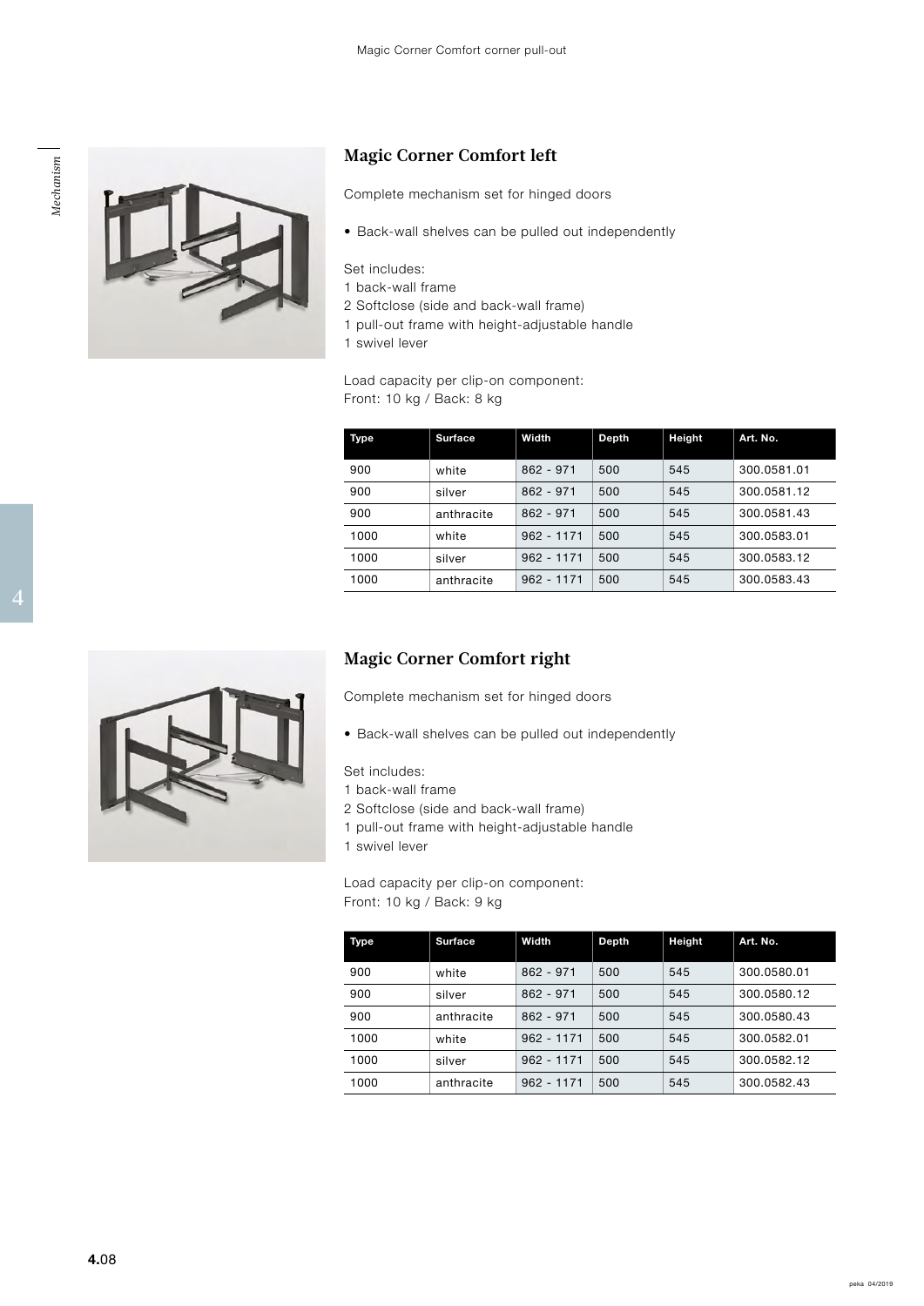## Magic Corner Comfort left

Complete mechanism set for hinged doors

- Back-wall shelves can be pulled out independently

Set includes:
1 back-wall frame
2 Softclose (side and back-wall frame)
1 pull-out frame with height-adjustable handle
1 swivel lever

Load capacity per clip-on component:
Front: 10 kg / Back: 8 kg

| Type | Surface | Width | Depth | Height | Art. No. |
|---|---|---|---|---|---|
| 900 | white | 862 - 971 | 500 | 545 | 300.0581.01 |
| 900 | silver | 862 - 971 | 500 | 545 | 300.0581.12 |
| 900 | anthracite | 862 - 971 | 500 | 545 | 300.0581.43 |
| 1000 | white | 962 - 1171 | 500 | 545 | 300.0583.01 |
| 1000 | silver | 962 - 1171 | 500 | 545 | 300.0583.12 |
| 1000 | anthracite | 962 - 1171 | 500 | 545 | 300.0583.43 |

## Magic Corner Comfort right

Complete mechanism set for hinged doors

- Back-wall shelves can be pulled out independently

Set includes:
1 back-wall frame
2 Softclose (side and back-wall frame)
1 pull-out frame with height-adjustable handle
1 swivel lever

Load capacity per clip-on component:
Front: 10 kg / Back: 9 kg

| Type | Surface | Width | Depth | Height | Art. No. |
|---|---|---|---|---|---|
| 900 | white | 862 - 971 | 500 | 545 | 300.0580.01 |
| 900 | silver | 862 - 971 | 500 | 545 | 300.0580.12 |
| 900 | anthracite | 862 - 971 | 500 | 545 | 300.0580.43 |
| 1000 | white | 962 - 1171 | 500 | 545 | 300.0582.01 |
| 1000 | silver | 962 - 1171 | 500 | 545 | 300.0582.12 |
| 1000 | anthracite | 962 - 1171 | 500 | 545 | 300.0582.43 |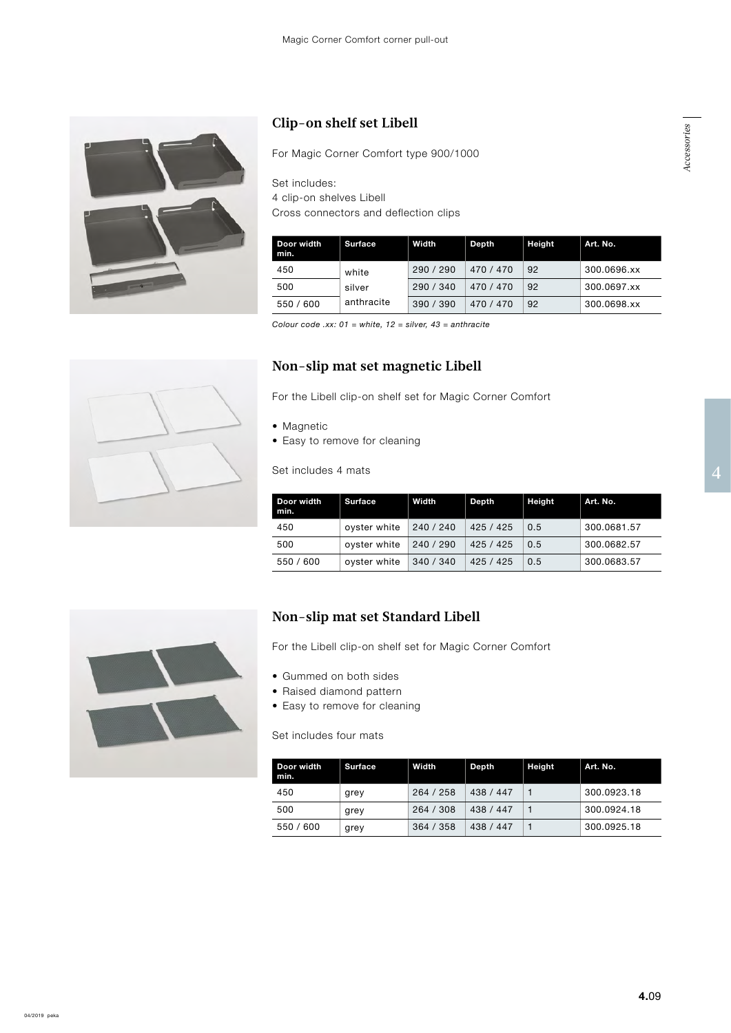## Clip-on shelf set Libell

For Magic Corner Comfort type 900/1000

Set includes:
4 clip-on shelves Libell
Cross connectors and deflection clips

| Door width min. | Surface | Width | Depth | Height | Art. No. |
|---|---|---|---|---|---|
| 450 | white | 290 / 290 | 470 / 470 | 92 | 300.0696.xx |
| 500 | silver | 290 / 340 | 470 / 470 | 92 | 300.0697.xx |
| 550 / 600 | anthracite | 390 / 390 | 470 / 470 | 92 | 300.0698.xx |

*Colour code .xx: 01 = white, 12 = silver, 43 = anthracite*

## Non-slip mat set magnetic Libell

For the Libell clip-on shelf set for Magic Corner Comfort

- Magnetic
- Easy to remove for cleaning

Set includes 4 mats

| Door width min. | Surface | Width | Depth | Height | Art. No. |
|---|---|---|---|---|---|
| 450 | oyster white | 240 / 240 | 425 / 425 | 0.5 | 300.0681.57 |
| 500 | oyster white | 240 / 290 | 425 / 425 | 0.5 | 300.0682.57 |
| 550 / 600 | oyster white | 340 / 340 | 425 / 425 | 0.5 | 300.0683.57 |

## Non-slip mat set Standard Libell

For the Libell clip-on shelf set for Magic Corner Comfort

- Gummed on both sides
- Raised diamond pattern
- Easy to remove for cleaning

Set includes four mats

| Door width min. | Surface | Width | Depth | Height | Art. No. |
|---|---|---|---|---|---|
| 450 | grey | 264 / 258 | 438 / 447 | 1 | 300.0923.18 |
| 500 | grey | 264 / 308 | 438 / 447 | 1 | 300.0924.18 |
| 550 / 600 | grey | 364 / 358 | 438 / 447 | 1 | 300.0925.18 |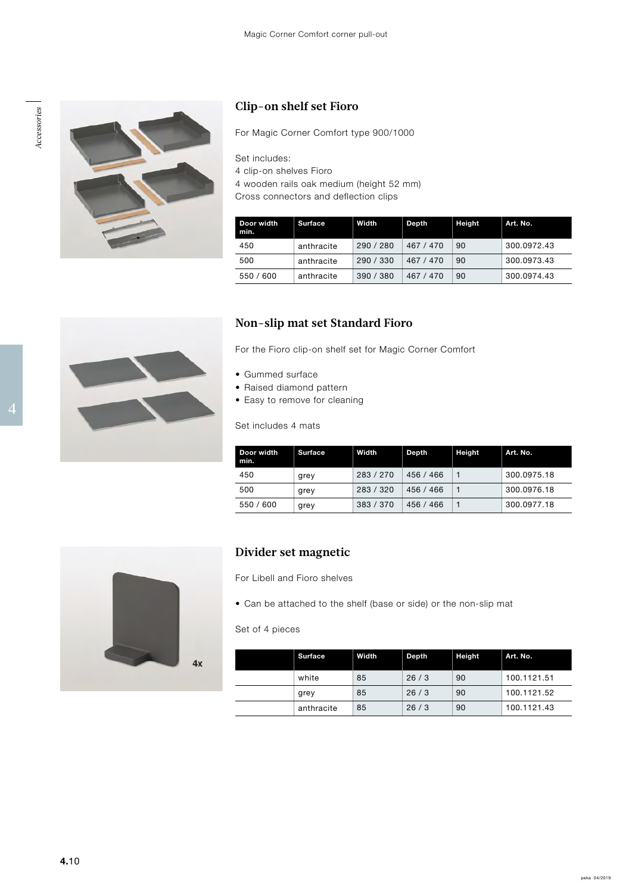## Clip-on shelf set Fioro

For Magic Corner Comfort type 900/1000

Set includes:
4 clip-on shelves Fioro
4 wooden rails oak medium (height 52 mm)
Cross connectors and deflection clips

| Door width min. | Surface | Width | Depth | Height | Art. No. |
|---|---|---|---|---|---|
| 450 | anthracite | 290 / 280 | 467 / 470 | 90 | 300.0972.43 |
| 500 | anthracite | 290 / 330 | 467 / 470 | 90 | 300.0973.43 |
| 550 / 600 | anthracite | 390 / 380 | 467 / 470 | 90 | 300.0974.43 |

## Non-slip mat set Standard Fioro

For the Fioro clip-on shelf set for Magic Corner Comfort

- Gummed surface
- Raised diamond pattern
- Easy to remove for cleaning

Set includes 4 mats

| Door width min. | Surface | Width | Depth | Height | Art. No. |
|---|---|---|---|---|---|
| 450 | grey | 283 / 270 | 456 / 466 | 1 | 300.0975.18 |
| 500 | grey | 283 / 320 | 456 / 466 | 1 | 300.0976.18 |
| 550 / 600 | grey | 383 / 370 | 456 / 466 | 1 | 300.0977.18 |

## Divider set magnetic

For Libell and Fioro shelves

- Can be attached to the shelf (base or side) or the non-slip mat

Set of 4 pieces

| | Surface | Width | Depth | Height | Art. No. |
|---|---|---|---|---|---|
| | white | 85 | 26 / 3 | 90 | 100.1121.51 |
| | grey | 85 | 26 / 3 | 90 | 100.1121.52 |
| | anthracite | 85 | 26 / 3 | 90 | 100.1121.43 |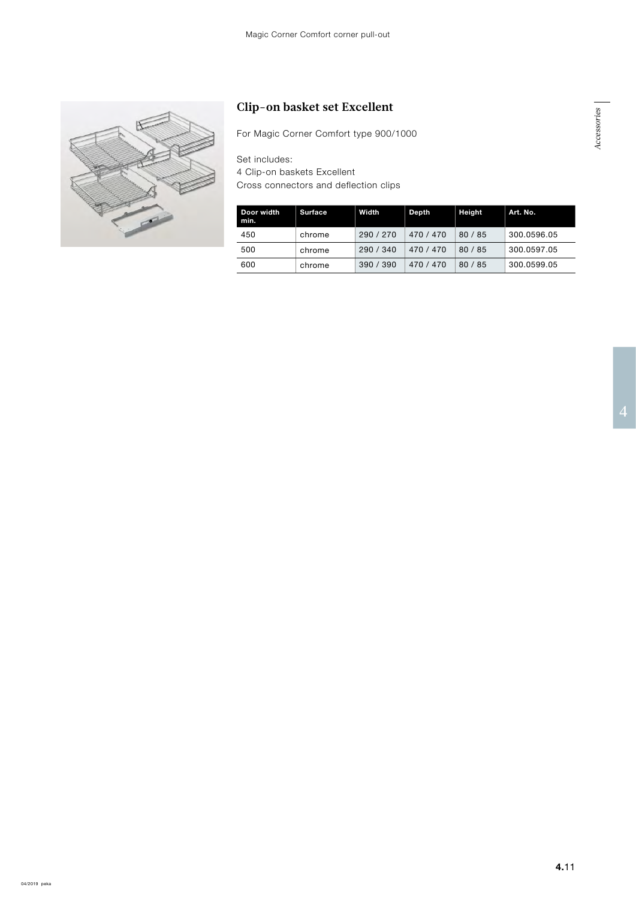## Clip-on basket set Excellent

For Magic Corner Comfort type 900/1000

Set includes:
4 Clip-on baskets Excellent
Cross connectors and deflection clips

| Door width min. | Surface | Width | Depth | Height | Art. No. |
|---|---|---|---|---|---|
| 450 | chrome | 290 / 270 | 470 / 470 | 80 / 85 | 300.0596.05 |
| 500 | chrome | 290 / 340 | 470 / 470 | 80 / 85 | 300.0597.05 |
| 600 | chrome | 390 / 390 | 470 / 470 | 80 / 85 | 300.0599.05 |